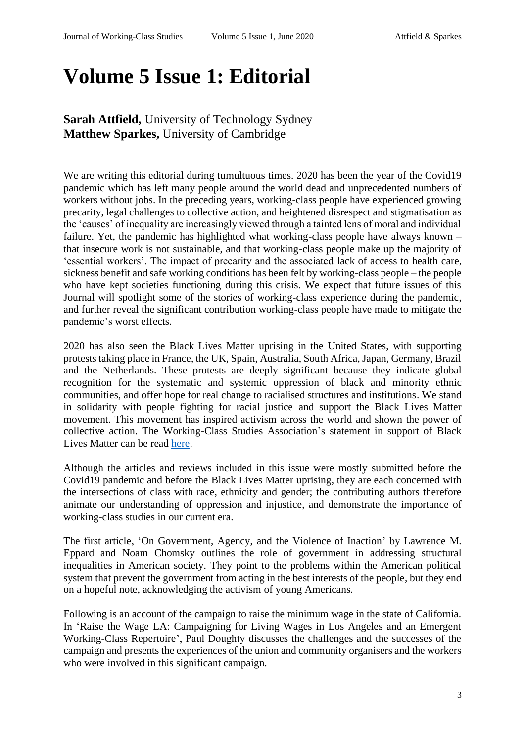# Volume 5 Issue 1: Editorial

**Sarah Attfield,** University of Technology Sydney
**Matthew Sparkes,** University of Cambridge

We are writing this editorial during tumultuous times. 2020 has been the year of the Covid19 pandemic which has left many people around the world dead and unprecedented numbers of workers without jobs. In the preceding years, working-class people have experienced growing precarity, legal challenges to collective action, and heightened disrespect and stigmatisation as the 'causes' of inequality are increasingly viewed through a tainted lens of moral and individual failure. Yet, the pandemic has highlighted what working-class people have always known – that insecure work is not sustainable, and that working-class people make up the majority of 'essential workers'. The impact of precarity and the associated lack of access to health care, sickness benefit and safe working conditions has been felt by working-class people – the people who have kept societies functioning during this crisis. We expect that future issues of this Journal will spotlight some of the stories of working-class experience during the pandemic, and further reveal the significant contribution working-class people have made to mitigate the pandemic's worst effects.

2020 has also seen the Black Lives Matter uprising in the United States, with supporting protests taking place in France, the UK, Spain, Australia, South Africa, Japan, Germany, Brazil and the Netherlands. These protests are deeply significant because they indicate global recognition for the systematic and systemic oppression of black and minority ethnic communities, and offer hope for real change to racialised structures and institutions. We stand in solidarity with people fighting for racial justice and support the Black Lives Matter movement. This movement has inspired activism across the world and shown the power of collective action. The Working-Class Studies Association's statement in support of Black Lives Matter can be read here.

Although the articles and reviews included in this issue were mostly submitted before the Covid19 pandemic and before the Black Lives Matter uprising, they are each concerned with the intersections of class with race, ethnicity and gender; the contributing authors therefore animate our understanding of oppression and injustice, and demonstrate the importance of working-class studies in our current era.

The first article, 'On Government, Agency, and the Violence of Inaction' by Lawrence M. Eppard and Noam Chomsky outlines the role of government in addressing structural inequalities in American society. They point to the problems within the American political system that prevent the government from acting in the best interests of the people, but they end on a hopeful note, acknowledging the activism of young Americans.

Following is an account of the campaign to raise the minimum wage in the state of California. In 'Raise the Wage LA: Campaigning for Living Wages in Los Angeles and an Emergent Working-Class Repertoire', Paul Doughty discusses the challenges and the successes of the campaign and presents the experiences of the union and community organisers and the workers who were involved in this significant campaign.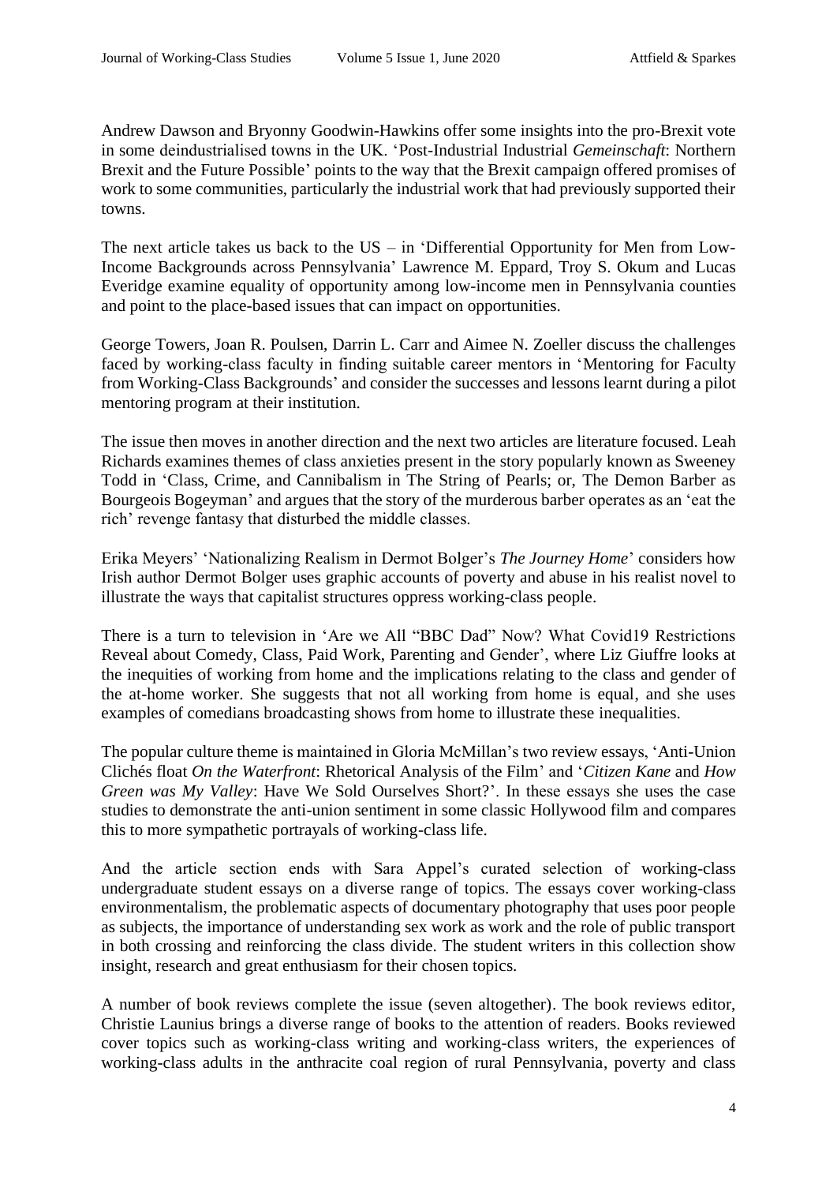Andrew Dawson and Bryonny Goodwin-Hawkins offer some insights into the pro-Brexit vote in some deindustrialised towns in the UK. 'Post-Industrial Industrial *Gemeinschaft*: Northern Brexit and the Future Possible' points to the way that the Brexit campaign offered promises of work to some communities, particularly the industrial work that had previously supported their towns.

The next article takes us back to the US – in 'Differential Opportunity for Men from Low-Income Backgrounds across Pennsylvania' Lawrence M. Eppard, Troy S. Okum and Lucas Everidge examine equality of opportunity among low-income men in Pennsylvania counties and point to the place-based issues that can impact on opportunities.

George Towers, Joan R. Poulsen, Darrin L. Carr and Aimee N. Zoeller discuss the challenges faced by working-class faculty in finding suitable career mentors in 'Mentoring for Faculty from Working-Class Backgrounds' and consider the successes and lessons learnt during a pilot mentoring program at their institution.

The issue then moves in another direction and the next two articles are literature focused. Leah Richards examines themes of class anxieties present in the story popularly known as Sweeney Todd in 'Class, Crime, and Cannibalism in The String of Pearls; or, The Demon Barber as Bourgeois Bogeyman' and argues that the story of the murderous barber operates as an 'eat the rich' revenge fantasy that disturbed the middle classes.

Erika Meyers' 'Nationalizing Realism in Dermot Bolger's *The Journey Home*' considers how Irish author Dermot Bolger uses graphic accounts of poverty and abuse in his realist novel to illustrate the ways that capitalist structures oppress working-class people.

There is a turn to television in 'Are we All "BBC Dad" Now? What Covid19 Restrictions Reveal about Comedy, Class, Paid Work, Parenting and Gender', where Liz Giuffre looks at the inequities of working from home and the implications relating to the class and gender of the at-home worker. She suggests that not all working from home is equal, and she uses examples of comedians broadcasting shows from home to illustrate these inequalities.

The popular culture theme is maintained in Gloria McMillan's two review essays, 'Anti-Union Clichés float *On the Waterfront*: Rhetorical Analysis of the Film' and '*Citizen Kane* and *How Green was My Valley*: Have We Sold Ourselves Short?'. In these essays she uses the case studies to demonstrate the anti-union sentiment in some classic Hollywood film and compares this to more sympathetic portrayals of working-class life.

And the article section ends with Sara Appel's curated selection of working-class undergraduate student essays on a diverse range of topics. The essays cover working-class environmentalism, the problematic aspects of documentary photography that uses poor people as subjects, the importance of understanding sex work as work and the role of public transport in both crossing and reinforcing the class divide. The student writers in this collection show insight, research and great enthusiasm for their chosen topics.

A number of book reviews complete the issue (seven altogether). The book reviews editor, Christie Launius brings a diverse range of books to the attention of readers. Books reviewed cover topics such as working-class writing and working-class writers, the experiences of working-class adults in the anthracite coal region of rural Pennsylvania, poverty and class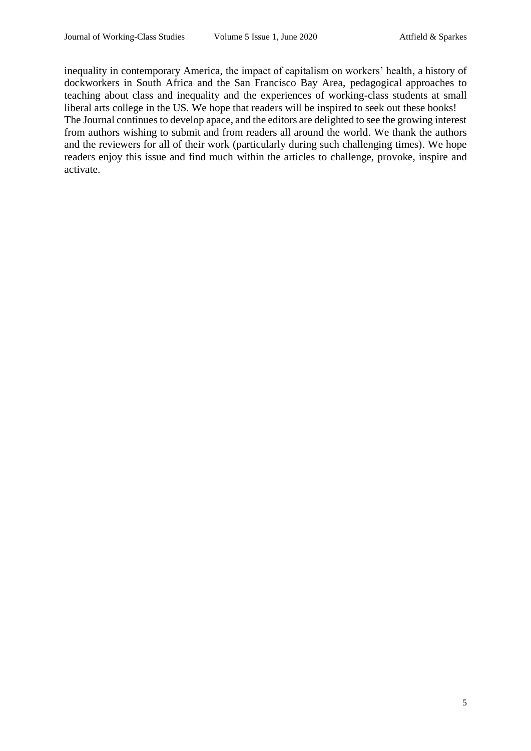inequality in contemporary America, the impact of capitalism on workers' health, a history of dockworkers in South Africa and the San Francisco Bay Area, pedagogical approaches to teaching about class and inequality and the experiences of working-class students at small liberal arts college in the US. We hope that readers will be inspired to seek out these books!

The Journal continues to develop apace, and the editors are delighted to see the growing interest from authors wishing to submit and from readers all around the world. We thank the authors and the reviewers for all of their work (particularly during such challenging times). We hope readers enjoy this issue and find much within the articles to challenge, provoke, inspire and activate.